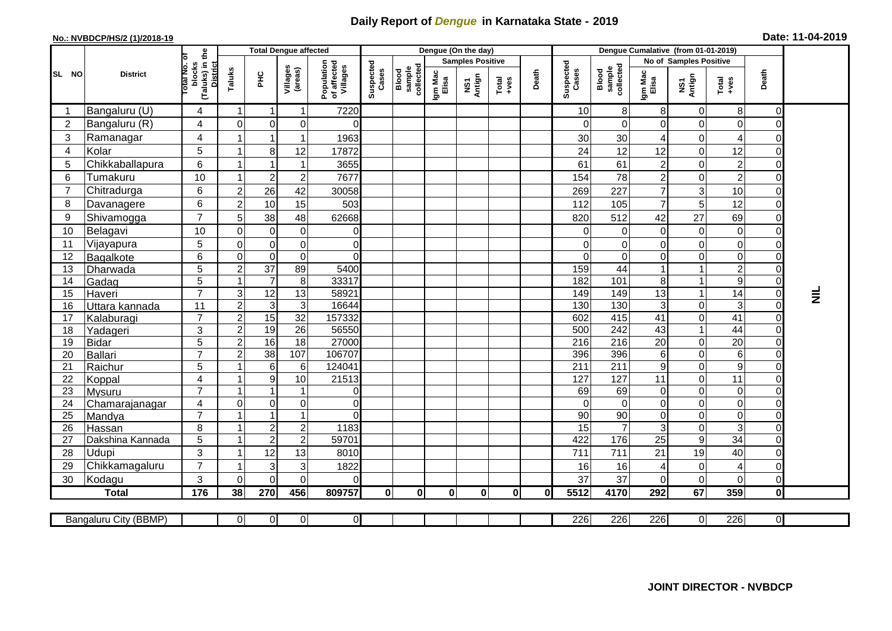# Daily Report of *Dengue* in Karnataka State - 2019

**No.: NVBDCP/HS/2 (1)/2018-19**

**Date: 11-04-2019**

| SL NO | District | Total No. of blocks (Taluks) in the District | Total Dengue affected | | | | Dengue (On the day) | | | | | | | Dengue Cumalative (from 01-01-2019) | | | | | | | |
|---|---|---|---|---|---|---|---|---|---|---|---|---|---|---|---|---|---|---|---|---|
| | | | Taluks | PHC | Villages (areas) | Population of affected Villages | Suspected Cases | Blood sample collected | Samples Positive | | | Death | Suspected Cases | Blood sample collected | No of Samples Positive | | | Death | |
| | | | | | | | | | Igm Mac Elisa | NS1 Antign | Total +ves | | | | Igm Mac Elisa | NS1 Antign | Total +ves | | |
| 1 | Bangaluru (U) | 4 | 1 | 1 | 1 | 7220 | | | | | | | 10 | 8 | 8 | 0 | 8 | 0 | NIL |
| 2 | Bangaluru (R) | 4 | 0 | 0 | 0 | 0 | | | | | | | 0 | 0 | 0 | 0 | 0 | 0 | |
| 3 | Ramanagar | 4 | 1 | 1 | 1 | 1963 | | | | | | | 30 | 30 | 4 | 0 | 4 | 0 | |
| 4 | Kolar | 5 | 1 | 8 | 12 | 17872 | | | | | | | 24 | 12 | 12 | 0 | 12 | 0 | |
| 5 | Chikkaballapura | 6 | 1 | 1 | 1 | 3655 | | | | | | | 61 | 61 | 2 | 0 | 2 | 0 | |
| 6 | Tumakuru | 10 | 1 | 2 | 2 | 7677 | | | | | | | 154 | 78 | 2 | 0 | 2 | 0 | |
| 7 | Chitradurga | 6 | 2 | 26 | 42 | 30058 | | | | | | | 269 | 227 | 7 | 3 | 10 | 0 | |
| 8 | Davanagere | 6 | 2 | 10 | 15 | 503 | | | | | | | 112 | 105 | 7 | 5 | 12 | 0 | |
| 9 | Shivamogga | 7 | 5 | 38 | 48 | 62668 | | | | | | | 820 | 512 | 42 | 27 | 69 | 0 | |
| 10 | Belagavi | 10 | 0 | 0 | 0 | 0 | | | | | | | 0 | 0 | 0 | 0 | 0 | 0 | |
| 11 | Vijayapura | 5 | 0 | 0 | 0 | 0 | | | | | | | 0 | 0 | 0 | 0 | 0 | 0 | |
| 12 | Bagalkote | 6 | 0 | 0 | 0 | 0 | | | | | | | 0 | 0 | 0 | 0 | 0 | 0 | |
| 13 | Dharwada | 5 | 2 | 37 | 89 | 5400 | | | | | | | 159 | 44 | 1 | 1 | 2 | 0 | |
| 14 | Gadag | 5 | 1 | 7 | 8 | 33317 | | | | | | | 182 | 101 | 8 | 1 | 9 | 0 | |
| 15 | Haveri | 7 | 3 | 12 | 13 | 58921 | | | | | | | 149 | 149 | 13 | 1 | 14 | 0 | |
| 16 | Uttara kannada | 11 | 2 | 3 | 3 | 16644 | | | | | | | 130 | 130 | 3 | 0 | 3 | 0 | |
| 17 | Kalaburagi | 7 | 2 | 15 | 32 | 157332 | | | | | | | 602 | 415 | 41 | 0 | 41 | 0 | |
| 18 | Yadageri | 3 | 2 | 19 | 26 | 56550 | | | | | | | 500 | 242 | 43 | 1 | 44 | 0 | |
| 19 | Bidar | 5 | 2 | 16 | 18 | 27000 | | | | | | | 216 | 216 | 20 | 0 | 20 | 0 | |
| 20 | Ballari | 7 | 2 | 38 | 107 | 106707 | | | | | | | 396 | 396 | 6 | 0 | 6 | 0 | |
| 21 | Raichur | 5 | 1 | 6 | 6 | 124041 | | | | | | | 211 | 211 | 9 | 0 | 9 | 0 | |
| 22 | Koppal | 4 | 1 | 9 | 10 | 21513 | | | | | | | 127 | 127 | 11 | 0 | 11 | 0 | |
| 23 | Mysuru | 7 | 1 | 1 | 1 | 0 | | | | | | | 69 | 69 | 0 | 0 | 0 | 0 | |
| 24 | Chamarajanagar | 4 | 0 | 0 | 0 | 0 | | | | | | | 0 | 0 | 0 | 0 | 0 | 0 | |
| 25 | Mandya | 7 | 1 | 1 | 1 | 0 | | | | | | | 90 | 90 | 0 | 0 | 0 | 0 | |
| 26 | Hassan | 8 | 1 | 2 | 2 | 1183 | | | | | | | 15 | 7 | 3 | 0 | 3 | 0 | |
| 27 | Dakshina Kannada | 5 | 1 | 2 | 2 | 59701 | | | | | | | 422 | 176 | 25 | 9 | 34 | 0 | |
| 28 | Udupi | 3 | 1 | 12 | 13 | 8010 | | | | | | | 711 | 711 | 21 | 19 | 40 | 0 | |
| 29 | Chikkamagaluru | 7 | 1 | 3 | 3 | 1822 | | | | | | | 16 | 16 | 4 | 0 | 4 | 0 | |
| 30 | Kodagu | 3 | 0 | 0 | 0 | 0 | | | | | | | 37 | 37 | 0 | 0 | 0 | 0 | |
| | **Total** | **176** | **38** | **270** | **456** | **809757** | **0** | **0** | **0** | **0** | **0** | **0** | **5512** | **4170** | **292** | **67** | **359** | **0** | |

| Bangaluru City (BBMP) | | 0 | 0 | 0 | 0 | | | | | | | 226 | 226 | 226 | 0 | 226 | 0 | |
|---|---|---|---|---|---|---|---|---|---|---|---|---|---|---|---|---|---|---|

**JOINT DIRECTOR - NVBDCP**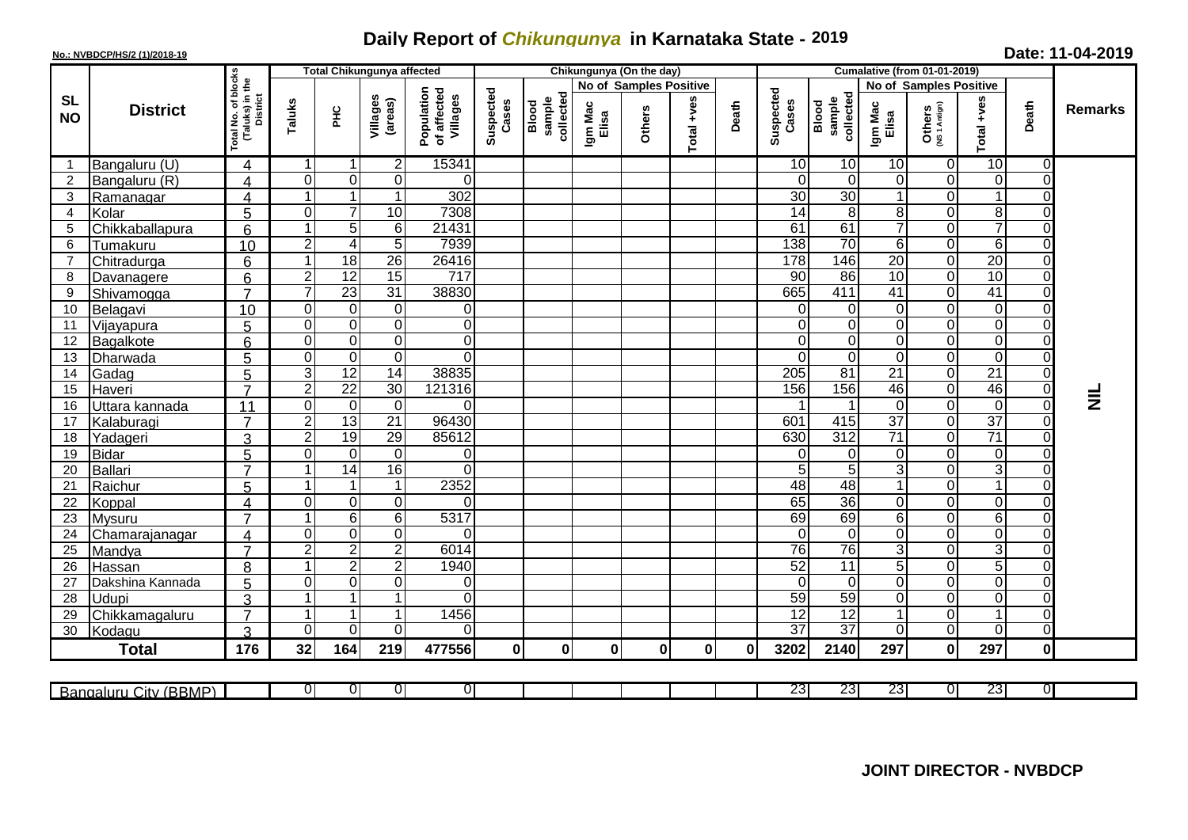# Daily Report of *Chikungunya* in Karnataka State - 2019

**No.: NVBDCP/HS/2 (1)/2018-19**

**Date: 11-04-2019**

| SL NO | District | Total No. of blocks (Taluks) in the District | Total Chikungunya affected | | | | Chikungunya (On the day) | | | | | | | Cumalative (from 01-01-2019) | | | | | | | Remarks |
|---|---|---|---|---|---|---|---|---|---|---|---|---|---|---|---|---|---|---|---|---|---|
| | | | Taluks | PHC | Villages (areas) | Population of affected Villages | Suspected Cases | Blood sample collected | No of Samples Positive | | | Death | | Suspected Cases | Blood sample collected | No of Samples Positive | | | Death | |
| | | | | | | | | | Igm Mac Elisa | Others | Total +ves | | | | | Igm Mac Elisa | Others (NS 1 Antign) | Total +ves | | |
| 1 | Bangaluru (U) | 4 | 1 | 1 | 2 | 15341 | | | | | | | 10 | 10 | 10 | 0 | 10 | 0 | NIL |
| 2 | Bangaluru (R) | 4 | 0 | 0 | 0 | 0 | | | | | | | 0 | 0 | 0 | 0 | 0 | 0 | |
| 3 | Ramanagar | 4 | 1 | 1 | 1 | 302 | | | | | | | 30 | 30 | 1 | 0 | 1 | 0 | |
| 4 | Kolar | 5 | 0 | 7 | 10 | 7308 | | | | | | | 14 | 8 | 8 | 0 | 8 | 0 | |
| 5 | Chikkaballapura | 6 | 1 | 5 | 6 | 21431 | | | | | | | 61 | 61 | 7 | 0 | 7 | 0 | |
| 6 | Tumakuru | 10 | 2 | 4 | 5 | 7939 | | | | | | | 138 | 70 | 6 | 0 | 6 | 0 | |
| 7 | Chitradurga | 6 | 1 | 18 | 26 | 26416 | | | | | | | 178 | 146 | 20 | 0 | 20 | 0 | |
| 8 | Davanagere | 6 | 2 | 12 | 15 | 717 | | | | | | | 90 | 86 | 10 | 0 | 10 | 0 | |
| 9 | Shivamogga | 7 | 7 | 23 | 31 | 38830 | | | | | | | 665 | 411 | 41 | 0 | 41 | 0 | |
| 10 | Belagavi | 10 | 0 | 0 | 0 | 0 | | | | | | | 0 | 0 | 0 | 0 | 0 | 0 | |
| 11 | Vijayapura | 5 | 0 | 0 | 0 | 0 | | | | | | | 0 | 0 | 0 | 0 | 0 | 0 | |
| 12 | Bagalkote | 6 | 0 | 0 | 0 | 0 | | | | | | | 0 | 0 | 0 | 0 | 0 | 0 | |
| 13 | Dharwada | 5 | 0 | 0 | 0 | 0 | | | | | | | 0 | 0 | 0 | 0 | 0 | 0 | |
| 14 | Gadag | 5 | 3 | 12 | 14 | 38835 | | | | | | | 205 | 81 | 21 | 0 | 21 | 0 | |
| 15 | Haveri | 7 | 2 | 22 | 30 | 121316 | | | | | | | 156 | 156 | 46 | 0 | 46 | 0 | |
| 16 | Uttara kannada | 11 | 0 | 0 | 0 | 0 | | | | | | | 1 | 1 | 0 | 0 | 0 | 0 | |
| 17 | Kalaburagi | 7 | 2 | 13 | 21 | 96430 | | | | | | | 601 | 415 | 37 | 0 | 37 | 0 | |
| 18 | Yadageri | 3 | 2 | 19 | 29 | 85612 | | | | | | | 630 | 312 | 71 | 0 | 71 | 0 | |
| 19 | Bidar | 5 | 0 | 0 | 0 | 0 | | | | | | | 0 | 0 | 0 | 0 | 0 | 0 | |
| 20 | Ballari | 7 | 1 | 14 | 16 | 0 | | | | | | | 5 | 5 | 3 | 0 | 3 | 0 | |
| 21 | Raichur | 5 | 1 | 1 | 1 | 2352 | | | | | | | 48 | 48 | 1 | 0 | 1 | 0 | |
| 22 | Koppal | 4 | 0 | 0 | 0 | 0 | | | | | | | 65 | 36 | 0 | 0 | 0 | 0 | |
| 23 | Mysuru | 7 | 1 | 6 | 6 | 5317 | | | | | | | 69 | 69 | 6 | 0 | 6 | 0 | |
| 24 | Chamarajanagar | 4 | 0 | 0 | 0 | 0 | | | | | | | 0 | 0 | 0 | 0 | 0 | 0 | |
| 25 | Mandya | 7 | 2 | 2 | 2 | 6014 | | | | | | | 76 | 76 | 3 | 0 | 3 | 0 | |
| 26 | Hassan | 8 | 1 | 2 | 2 | 1940 | | | | | | | 52 | 11 | 5 | 0 | 5 | 0 | |
| 27 | Dakshina Kannada | 5 | 0 | 0 | 0 | 0 | | | | | | | 0 | 0 | 0 | 0 | 0 | 0 | |
| 28 | Udupi | 3 | 1 | 1 | 1 | 0 | | | | | | | 59 | 59 | 0 | 0 | 0 | 0 | |
| 29 | Chikkamagaluru | 7 | 1 | 1 | 1 | 1456 | | | | | | | 12 | 12 | 1 | 0 | 1 | 0 | |
| 30 | Kodagu | 3 | 0 | 0 | 0 | 0 | | | | | | | 37 | 37 | 0 | 0 | 0 | 0 | |
| **Total** | | **176** | **32** | **164** | **219** | **477556** | **0** | **0** | **0** | **0** | **0** | **0** | **3202** | **2140** | **297** | **0** | **297** | **0** | |

| | | | | | | | | | | | | | | | | | | | |
|---|---|---|---|---|---|---|---|---|---|---|---|---|---|---|---|---|---|---|---|
| Bangaluru City (BBMP) | | 0 | 0 | 0 | 0 | | | | | | | 23 | 23 | 23 | 0 | 23 | 0 | |

**JOINT DIRECTOR - NVBDCP**